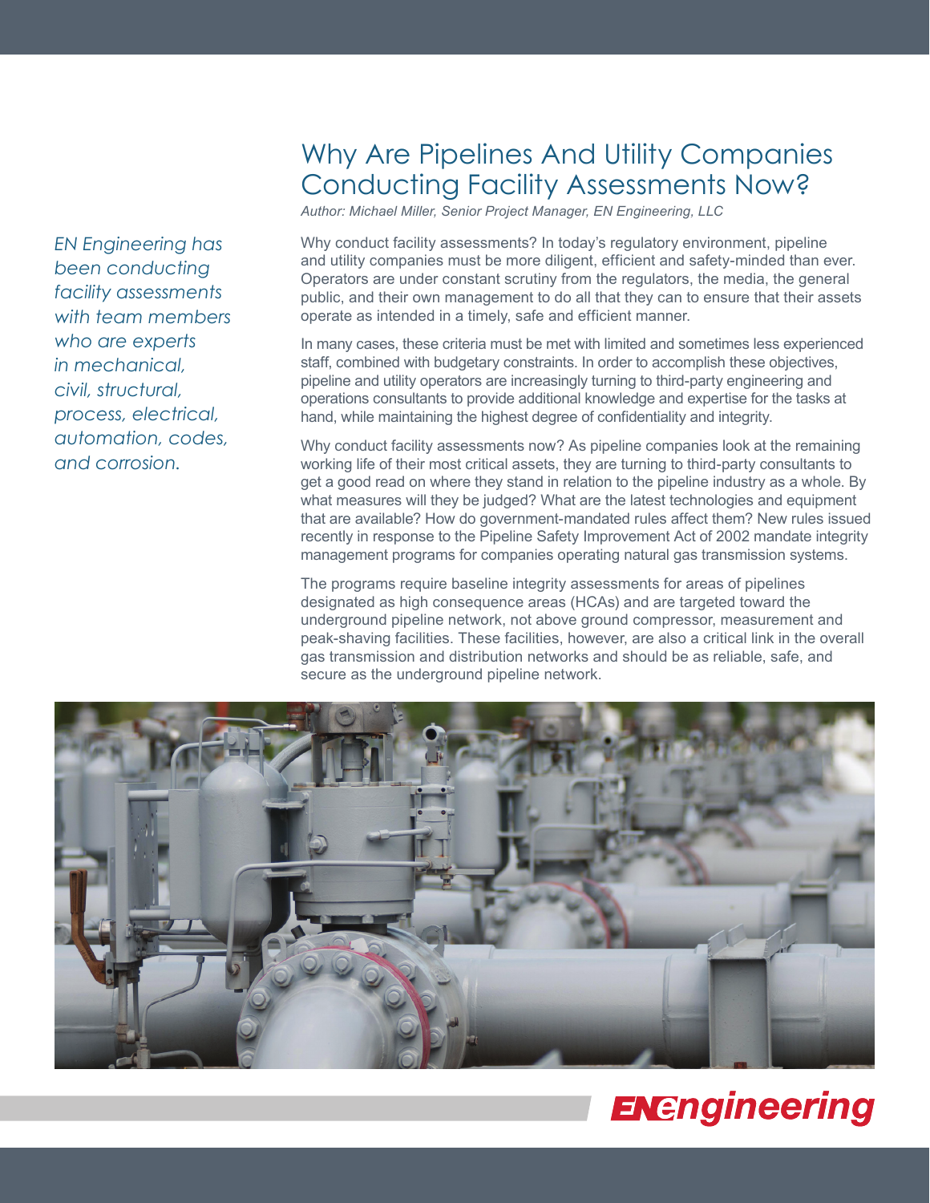# Why Are Pipelines And Utility Companies Conducting Facility Assessments Now?

*Author: Michael Miller, Senior Project Manager, EN Engineering, LLC*

*EN Engineering has been conducting facility assessments with team members who are experts in mechanical, civil, structural, process, electrical, automation, codes, and corrosion.*

Why conduct facility assessments? In today's regulatory environment, pipeline and utility companies must be more diligent, efficient and safety-minded than ever. Operators are under constant scrutiny from the regulators, the media, the general public, and their own management to do all that they can to ensure that their assets operate as intended in a timely, safe and efficient manner.

In many cases, these criteria must be met with limited and sometimes less experienced staff, combined with budgetary constraints. In order to accomplish these objectives, pipeline and utility operators are increasingly turning to third-party engineering and operations consultants to provide additional knowledge and expertise for the tasks at hand, while maintaining the highest degree of confidentiality and integrity.

Why conduct facility assessments now? As pipeline companies look at the remaining working life of their most critical assets, they are turning to third-party consultants to get a good read on where they stand in relation to the pipeline industry as a whole. By what measures will they be judged? What are the latest technologies and equipment that are available? How do government-mandated rules affect them? New rules issued recently in response to the Pipeline Safety Improvement Act of 2002 mandate integrity management programs for companies operating natural gas transmission systems.

The programs require baseline integrity assessments for areas of pipelines designated as high consequence areas (HCAs) and are targeted toward the underground pipeline network, not above ground compressor, measurement and peak-shaving facilities. These facilities, however, are also a critical link in the overall gas transmission and distribution networks and should be as reliable, safe, and secure as the underground pipeline network.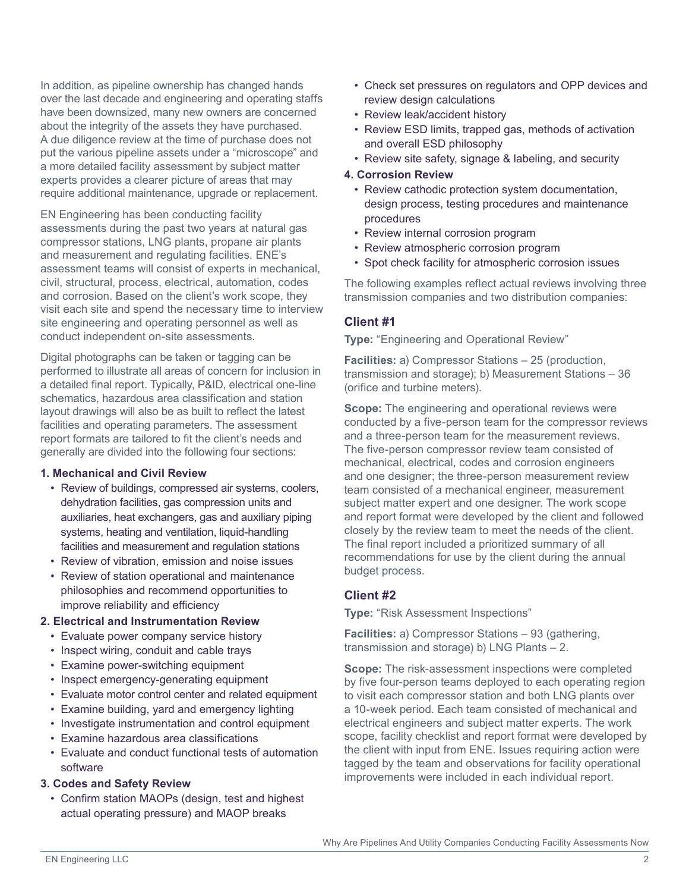In addition, as pipeline ownership has changed hands over the last decade and engineering and operating staffs have been downsized, many new owners are concerned about the integrity of the assets they have purchased. A due diligence review at the time of purchase does not put the various pipeline assets under a "microscope" and a more detailed facility assessment by subject matter experts provides a clearer picture of areas that may require additional maintenance, upgrade or replacement.

EN Engineering has been conducting facility assessments during the past two years at natural gas compressor stations, LNG plants, propane air plants and measurement and regulating facilities. ENE's assessment teams will consist of experts in mechanical, civil, structural, process, electrical, automation, codes and corrosion. Based on the client's work scope, they visit each site and spend the necessary time to interview site engineering and operating personnel as well as conduct independent on-site assessments.

Digital photographs can be taken or tagging can be performed to illustrate all areas of concern for inclusion in a detailed final report. Typically, P&ID, electrical one-line schematics, hazardous area classification and station layout drawings will also be as built to reflect the latest facilities and operating parameters. The assessment report formats are tailored to fit the client's needs and generally are divided into the following four sections:

**1. Mechanical and Civil Review**

- Review of buildings, compressed air systems, coolers, dehydration facilities, gas compression units and auxiliaries, heat exchangers, gas and auxiliary piping systems, heating and ventilation, liquid-handling facilities and measurement and regulation stations
- Review of vibration, emission and noise issues
- Review of station operational and maintenance philosophies and recommend opportunities to improve reliability and efficiency

**2. Electrical and Instrumentation Review**

- Evaluate power company service history
- Inspect wiring, conduit and cable trays
- Examine power-switching equipment
- Inspect emergency-generating equipment
- Evaluate motor control center and related equipment
- Examine building, yard and emergency lighting
- Investigate instrumentation and control equipment
- Examine hazardous area classifications
- Evaluate and conduct functional tests of automation software

**3. Codes and Safety Review**

- Confirm station MAOPs (design, test and highest actual operating pressure) and MAOP breaks
- Check set pressures on regulators and OPP devices and review design calculations
- Review leak/accident history
- Review ESD limits, trapped gas, methods of activation and overall ESD philosophy
- Review site safety, signage & labeling, and security

**4. Corrosion Review**

- Review cathodic protection system documentation, design process, testing procedures and maintenance procedures
- Review internal corrosion program
- Review atmospheric corrosion program
- Spot check facility for atmospheric corrosion issues

The following examples reflect actual reviews involving three transmission companies and two distribution companies:

### Client #1

**Type:** "Engineering and Operational Review"

**Facilities:** a) Compressor Stations – 25 (production, transmission and storage); b) Measurement Stations – 36 (orifice and turbine meters).

**Scope:** The engineering and operational reviews were conducted by a five-person team for the compressor reviews and a three-person team for the measurement reviews. The five-person compressor review team consisted of mechanical, electrical, codes and corrosion engineers and one designer; the three-person measurement review team consisted of a mechanical engineer, measurement subject matter expert and one designer. The work scope and report format were developed by the client and followed closely by the review team to meet the needs of the client. The final report included a prioritized summary of all recommendations for use by the client during the annual budget process.

### Client #2

**Type:** "Risk Assessment Inspections"

**Facilities:** a) Compressor Stations – 93 (gathering, transmission and storage) b) LNG Plants – 2.

**Scope:** The risk-assessment inspections were completed by five four-person teams deployed to each operating region to visit each compressor station and both LNG plants over a 10-week period. Each team consisted of mechanical and electrical engineers and subject matter experts. The work scope, facility checklist and report format were developed by the client with input from ENE. Issues requiring action were tagged by the team and observations for facility operational improvements were included in each individual report.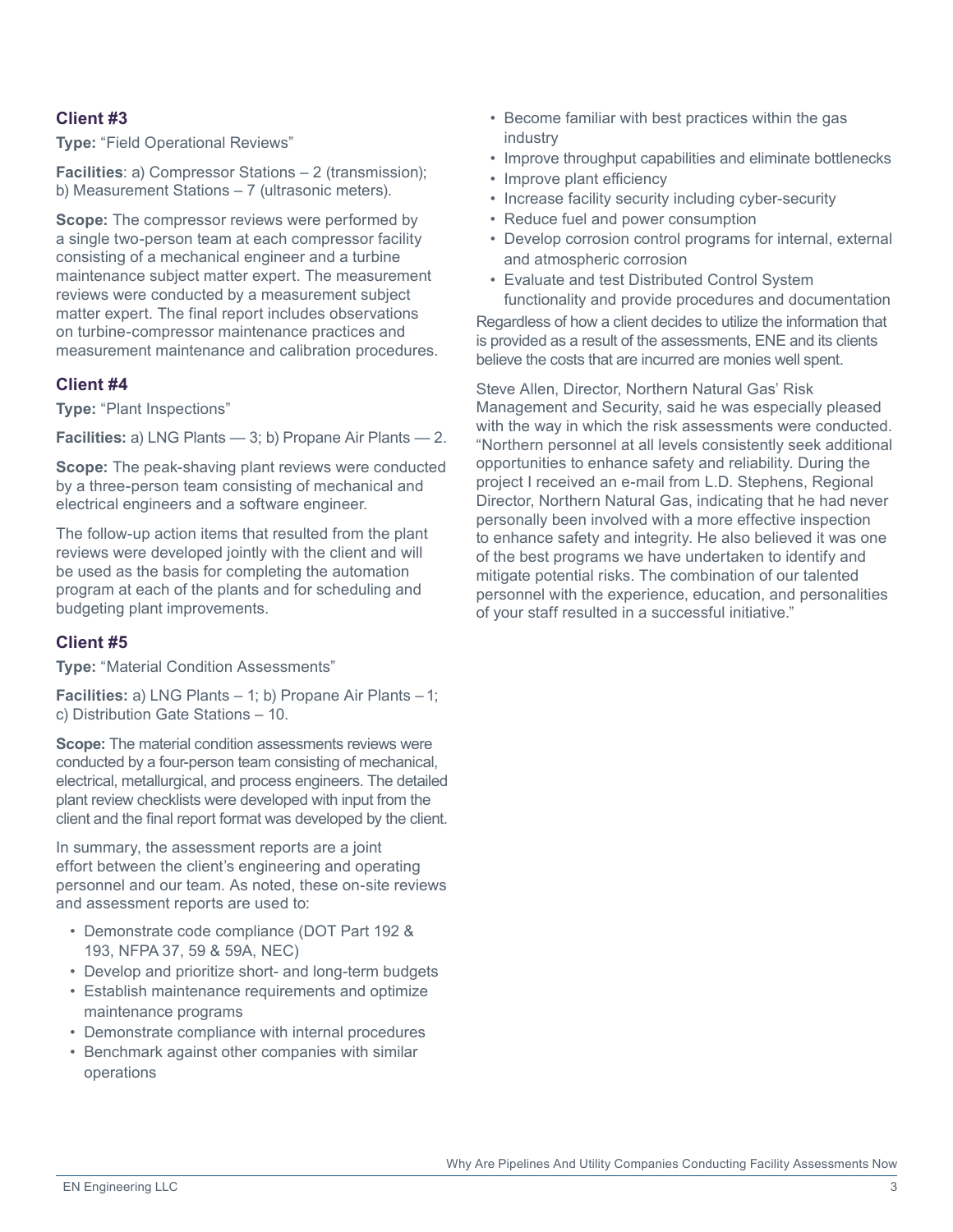### Client #3

**Type:** “Field Operational Reviews”

**Facilities**: a) Compressor Stations – 2 (transmission); b) Measurement Stations – 7 (ultrasonic meters).

**Scope:** The compressor reviews were performed by a single two-person team at each compressor facility consisting of a mechanical engineer and a turbine maintenance subject matter expert. The measurement reviews were conducted by a measurement subject matter expert. The final report includes observations on turbine-compressor maintenance practices and measurement maintenance and calibration procedures.

### Client #4

**Type:** “Plant Inspections”

**Facilities:** a) LNG Plants — 3; b) Propane Air Plants — 2.

**Scope:** The peak-shaving plant reviews were conducted by a three-person team consisting of mechanical and electrical engineers and a software engineer.

The follow-up action items that resulted from the plant reviews were developed jointly with the client and will be used as the basis for completing the automation program at each of the plants and for scheduling and budgeting plant improvements.

### Client #5

**Type:** “Material Condition Assessments”

**Facilities:** a) LNG Plants – 1; b) Propane Air Plants – 1; c) Distribution Gate Stations – 10.

**Scope:** The material condition assessments reviews were conducted by a four-person team consisting of mechanical, electrical, metallurgical, and process engineers. The detailed plant review checklists were developed with input from the client and the final report format was developed by the client.

In summary, the assessment reports are a joint effort between the client’s engineering and operating personnel and our team. As noted, these on-site reviews and assessment reports are used to:

- Demonstrate code compliance (DOT Part 192 & 193, NFPA 37, 59 & 59A, NEC)
- Develop and prioritize short- and long-term budgets
- Establish maintenance requirements and optimize maintenance programs
- Demonstrate compliance with internal procedures
- Benchmark against other companies with similar operations
- Become familiar with best practices within the gas industry
- Improve throughput capabilities and eliminate bottlenecks
- Improve plant efficiency
- Increase facility security including cyber-security
- Reduce fuel and power consumption
- Develop corrosion control programs for internal, external and atmospheric corrosion
- Evaluate and test Distributed Control System functionality and provide procedures and documentation

Regardless of how a client decides to utilize the information that is provided as a result of the assessments, ENE and its clients believe the costs that are incurred are monies well spent.

Steve Allen, Director, Northern Natural Gas’ Risk Management and Security, said he was especially pleased with the way in which the risk assessments were conducted. “Northern personnel at all levels consistently seek additional opportunities to enhance safety and reliability. During the project I received an e-mail from L.D. Stephens, Regional Director, Northern Natural Gas, indicating that he had never personally been involved with a more effective inspection to enhance safety and integrity. He also believed it was one of the best programs we have undertaken to identify and mitigate potential risks. The combination of our talented personnel with the experience, education, and personalities of your staff resulted in a successful initiative.”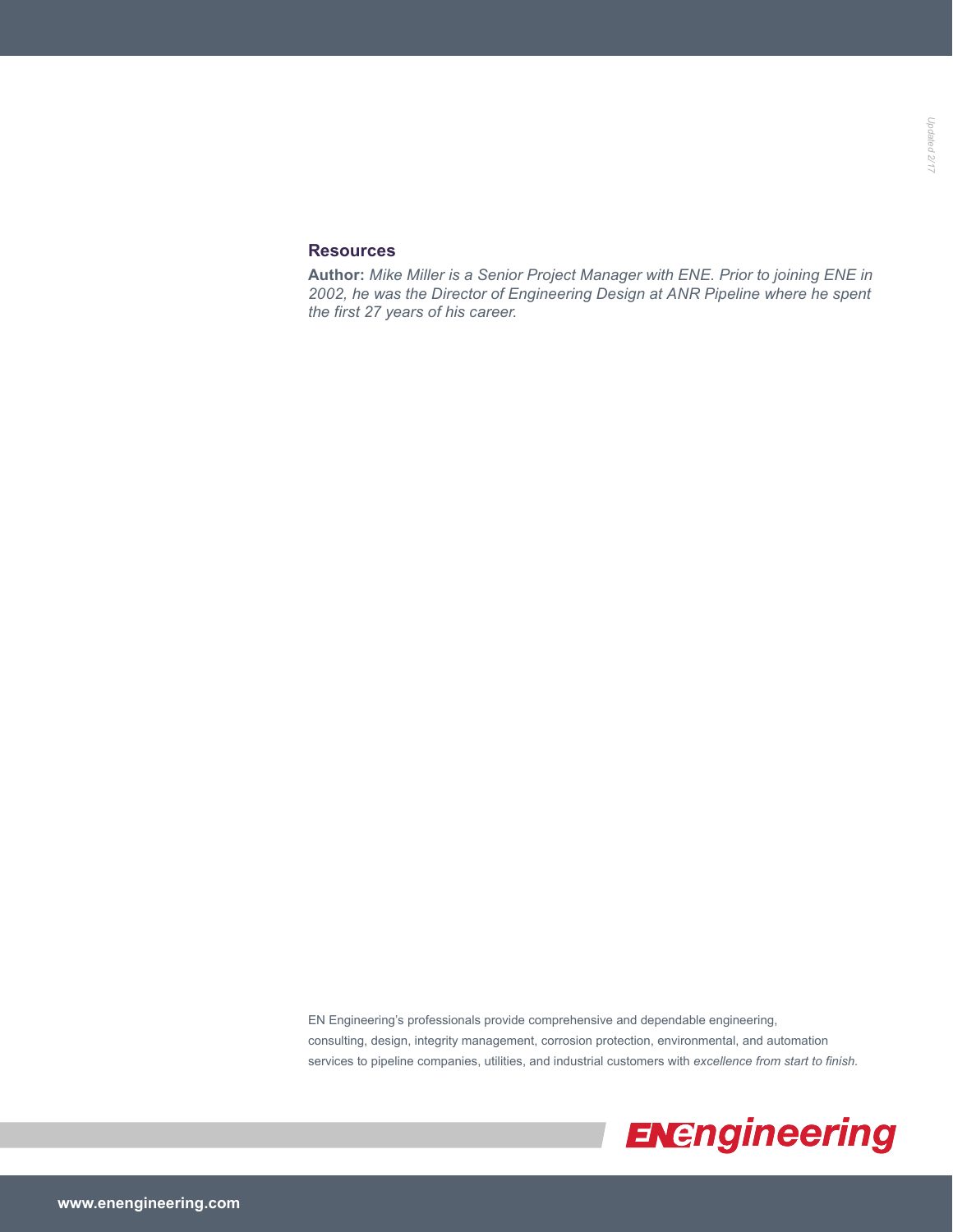## Resources

**Author:** *Mike Miller is a Senior Project Manager with ENE. Prior to joining ENE in 2002, he was the Director of Engineering Design at ANR Pipeline where he spent the first 27 years of his career.*

EN Engineering's professionals provide comprehensive and dependable engineering, consulting, design, integrity management, corrosion protection, environmental, and automation services to pipeline companies, utilities, and industrial customers with *excellence from start to finish.*

ENEngineering

www.enengineering.com